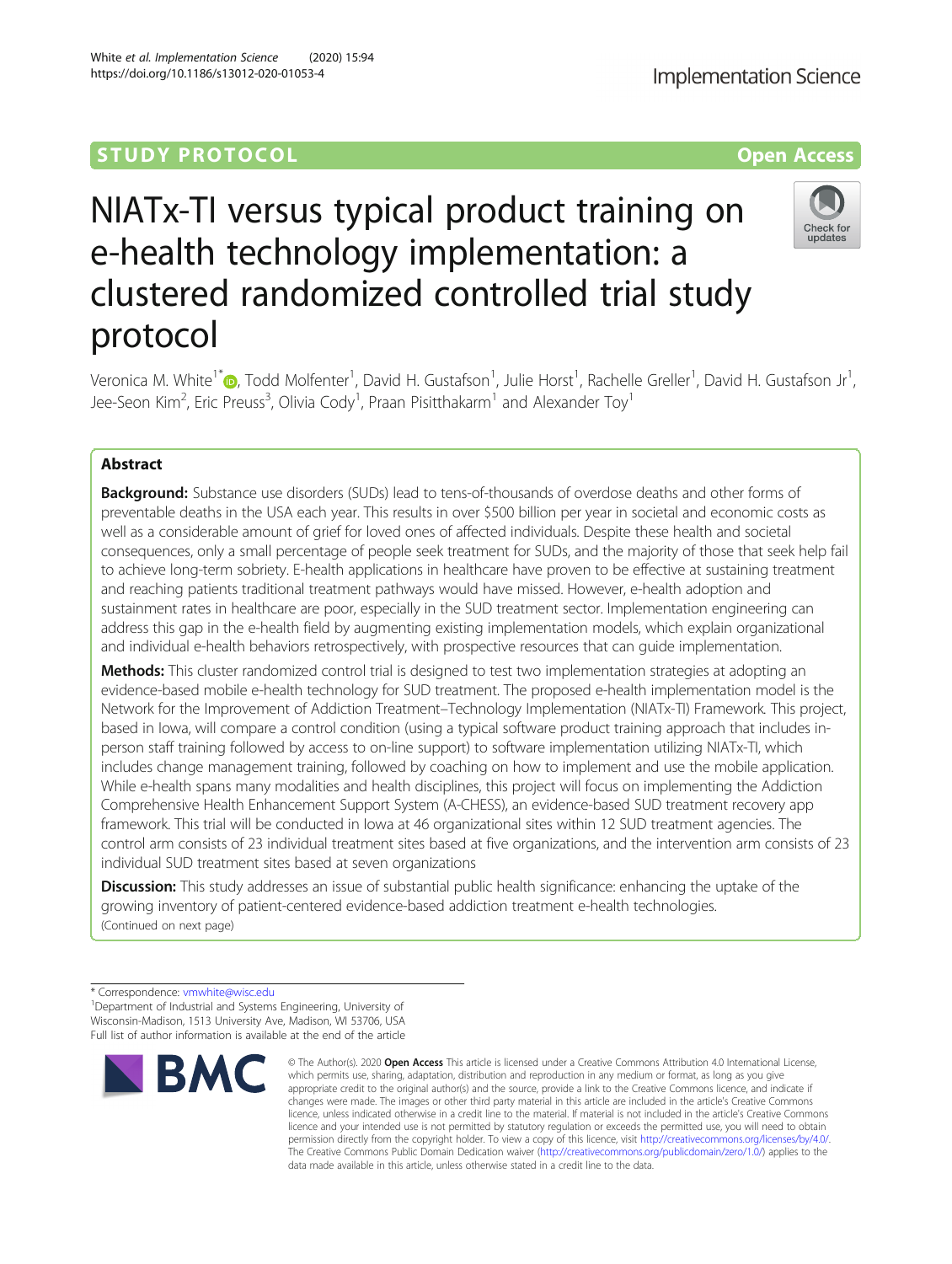STUDY PROTOCOL

Open Access

# NIATx-TI versus typical product training on e-health technology implementation: a clustered randomized controlled trial study protocol

Veronica M. White[1*], Todd Molfenter[1], David H. Gustafson[1], Julie Horst[1], Rachelle Greller[1], David H. Gustafson Jr[1], Jee-Seon Kim[2], Eric Preuss[3], Olivia Cody[1], Praan Pisitthakarm[1] and Alexander Toy[1]

## Abstract

**Background:** Substance use disorders (SUDs) lead to tens-of-thousands of overdose deaths and other forms of preventable deaths in the USA each year. This results in over $500 billion per year in societal and economic costs as well as a considerable amount of grief for loved ones of affected individuals. Despite these health and societal consequences, only a small percentage of people seek treatment for SUDs, and the majority of those that seek help fail to achieve long-term sobriety. E-health applications in healthcare have proven to be effective at sustaining treatment and reaching patients traditional treatment pathways would have missed. However, e-health adoption and sustainment rates in healthcare are poor, especially in the SUD treatment sector. Implementation engineering can address this gap in the e-health field by augmenting existing implementation models, which explain organizational and individual e-health behaviors retrospectively, with prospective resources that can guide implementation.

**Methods:** This cluster randomized control trial is designed to test two implementation strategies at adopting an evidence-based mobile e-health technology for SUD treatment. The proposed e-health implementation model is the Network for the Improvement of Addiction Treatment–Technology Implementation (NIATx-TI) Framework. This project, based in Iowa, will compare a control condition (using a typical software product training approach that includes in-person staff training followed by access to on-line support) to software implementation utilizing NIATx-TI, which includes change management training, followed by coaching on how to implement and use the mobile application. While e-health spans many modalities and health disciplines, this project will focus on implementing the Addiction Comprehensive Health Enhancement Support System (A-CHESS), an evidence-based SUD treatment recovery app framework. This trial will be conducted in Iowa at 46 organizational sites within 12 SUD treatment agencies. The control arm consists of 23 individual treatment sites based at five organizations, and the intervention arm consists of 23 individual SUD treatment sites based at seven organizations

**Discussion:** This study addresses an issue of substantial public health significance: enhancing the uptake of the growing inventory of patient-centered evidence-based addiction treatment e-health technologies.
(Continued on next page)

\* Correspondence: vmwhite@wisc.edu
[1]Department of Industrial and Systems Engineering, University of Wisconsin-Madison, 1513 University Ave, Madison, WI 53706, USA
Full list of author information is available at the end of the article

© The Author(s). 2020 **Open Access** This article is licensed under a Creative Commons Attribution 4.0 International License, which permits use, sharing, adaptation, distribution and reproduction in any medium or format, as long as you give appropriate credit to the original author(s) and the source, provide a link to the Creative Commons licence, and indicate if changes were made. The images or other third party material in this article are included in the article's Creative Commons licence, unless indicated otherwise in a credit line to the material. If material is not included in the article's Creative Commons licence and your intended use is not permitted by statutory regulation or exceeds the permitted use, you will need to obtain permission directly from the copyright holder. To view a copy of this licence, visit http://creativecommons.org/licenses/by/4.0/. The Creative Commons Public Domain Dedication waiver (http://creativecommons.org/publicdomain/zero/1.0/) applies to the data made available in this article, unless otherwise stated in a credit line to the data.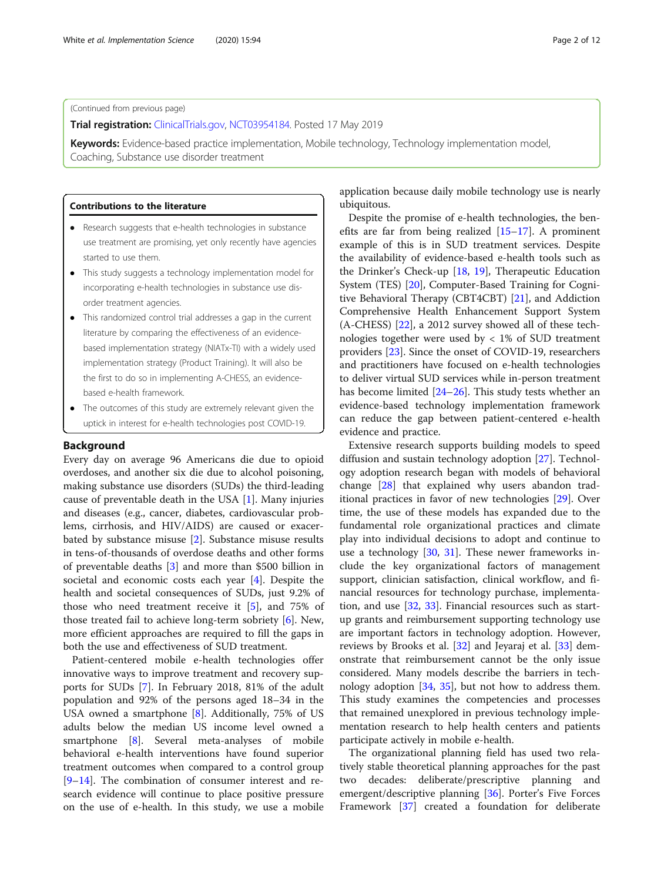(Continued from previous page)

**Trial registration:** ClinicalTrials.gov, NCT03954184. Posted 17 May 2019

**Keywords:** Evidence-based practice implementation, Mobile technology, Technology implementation model, Coaching, Substance use disorder treatment

**Contributions to the literature**

- Research suggests that e-health technologies in substance use treatment are promising, yet only recently have agencies started to use them.
- This study suggests a technology implementation model for incorporating e-health technologies in substance use disorder treatment agencies.
- This randomized control trial addresses a gap in the current literature by comparing the effectiveness of an evidence-based implementation strategy (NIATx-TI) with a widely used implementation strategy (Product Training). It will also be the first to do so in implementing A-CHESS, an evidence-based e-health framework.
- The outcomes of this study are extremely relevant given the uptick in interest for e-health technologies post COVID-19.

## Background

Every day on average 96 Americans die due to opioid overdoses, and another six die due to alcohol poisoning, making substance use disorders (SUDs) the third-leading cause of preventable death in the USA [1]. Many injuries and diseases (e.g., cancer, diabetes, cardiovascular problems, cirrhosis, and HIV/AIDS) are caused or exacerbated by substance misuse [2]. Substance misuse results in tens-of-thousands of overdose deaths and other forms of preventable deaths [3] and more than $500 billion in societal and economic costs each year [4]. Despite the health and societal consequences of SUDs, just 9.2% of those who need treatment receive it [5], and 75% of those treated fail to achieve long-term sobriety [6]. New, more efficient approaches are required to fill the gaps in both the use and effectiveness of SUD treatment.

Patient-centered mobile e-health technologies offer innovative ways to improve treatment and recovery supports for SUDs [7]. In February 2018, 81% of the adult population and 92% of the persons aged 18–34 in the USA owned a smartphone [8]. Additionally, 75% of US adults below the median US income level owned a smartphone [8]. Several meta-analyses of mobile behavioral e-health interventions have found superior treatment outcomes when compared to a control group [9–14]. The combination of consumer interest and research evidence will continue to place positive pressure on the use of e-health. In this study, we use a mobile application because daily mobile technology use is nearly ubiquitous.

Despite the promise of e-health technologies, the benefits are far from being realized [15–17]. A prominent example of this is in SUD treatment services. Despite the availability of evidence-based e-health tools such as the Drinker's Check-up [18, 19], Therapeutic Education System (TES) [20], Computer-Based Training for Cognitive Behavioral Therapy (CBT4CBT) [21], and Addiction Comprehensive Health Enhancement Support System (A-CHESS) [22], a 2012 survey showed all of these technologies together were used by < 1% of SUD treatment providers [23]. Since the onset of COVID-19, researchers and practitioners have focused on e-health technologies to deliver virtual SUD services while in-person treatment has become limited [24–26]. This study tests whether an evidence-based technology implementation framework can reduce the gap between patient-centered e-health evidence and practice.

Extensive research supports building models to speed diffusion and sustain technology adoption [27]. Technology adoption research began with models of behavioral change [28] that explained why users abandon traditional practices in favor of new technologies [29]. Over time, the use of these models has expanded due to the fundamental role organizational practices and climate play into individual decisions to adopt and continue to use a technology [30, 31]. These newer frameworks include the key organizational factors of management support, clinician satisfaction, clinical workflow, and financial resources for technology purchase, implementation, and use [32, 33]. Financial resources such as start-up grants and reimbursement supporting technology use are important factors in technology adoption. However, reviews by Brooks et al. [32] and Jeyaraj et al. [33] demonstrate that reimbursement cannot be the only issue considered. Many models describe the barriers in technology adoption [34, 35], but not how to address them. This study examines the competencies and processes that remained unexplored in previous technology implementation research to help health centers and patients participate actively in mobile e-health.

The organizational planning field has used two relatively stable theoretical planning approaches for the past two decades: deliberate/prescriptive planning and emergent/descriptive planning [36]. Porter's Five Forces Framework [37] created a foundation for deliberate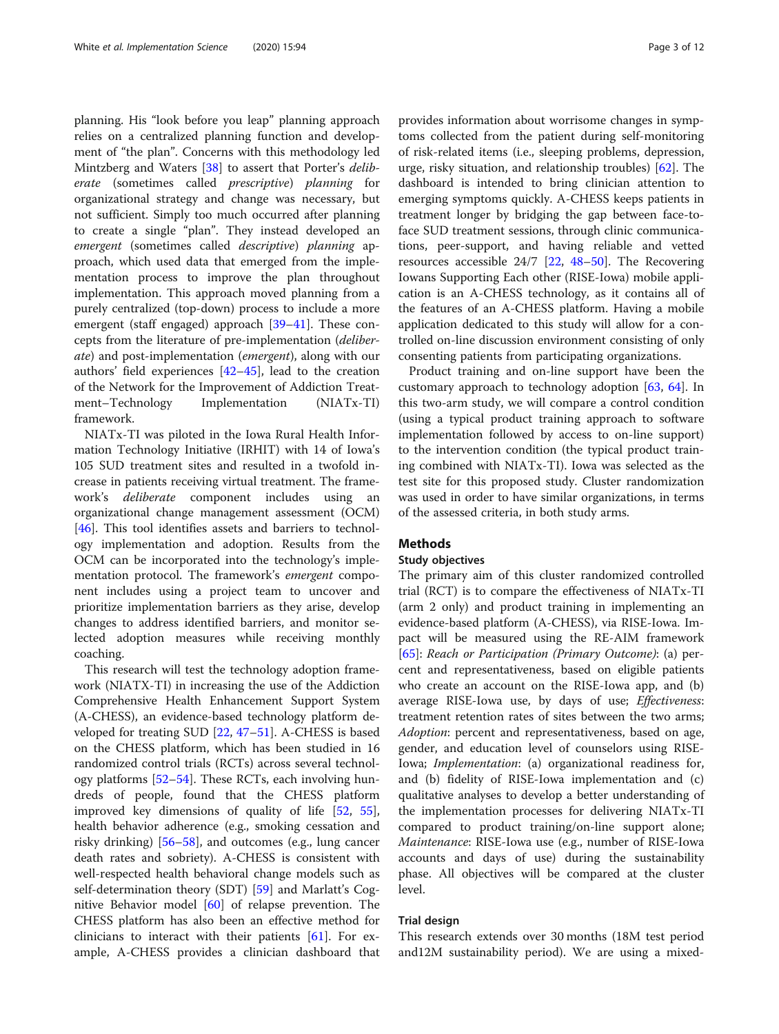planning. His "look before you leap" planning approach relies on a centralized planning function and development of "the plan". Concerns with this methodology led Mintzberg and Waters [38] to assert that Porter's *deliberate* (sometimes called *prescriptive*) *planning* for organizational strategy and change was necessary, but not sufficient. Simply too much occurred after planning to create a single "plan". They instead developed an *emergent* (sometimes called *descriptive*) *planning* approach, which used data that emerged from the implementation process to improve the plan throughout implementation. This approach moved planning from a purely centralized (top-down) process to include a more emergent (staff engaged) approach [39–41]. These concepts from the literature of pre-implementation (*deliberate*) and post-implementation (*emergent*), along with our authors' field experiences [42–45], lead to the creation of the Network for the Improvement of Addiction Treatment–Technology Implementation (NIATx-TI) framework.

NIATx-TI was piloted in the Iowa Rural Health Information Technology Initiative (IRHIT) with 14 of Iowa's 105 SUD treatment sites and resulted in a twofold increase in patients receiving virtual treatment. The framework's *deliberate* component includes using an organizational change management assessment (OCM) [46]. This tool identifies assets and barriers to technology implementation and adoption. Results from the OCM can be incorporated into the technology's implementation protocol. The framework's *emergent* component includes using a project team to uncover and prioritize implementation barriers as they arise, develop changes to address identified barriers, and monitor selected adoption measures while receiving monthly coaching.

This research will test the technology adoption framework (NIATX-TI) in increasing the use of the Addiction Comprehensive Health Enhancement Support System (A-CHESS), an evidence-based technology platform developed for treating SUD [22, 47–51]. A-CHESS is based on the CHESS platform, which has been studied in 16 randomized control trials (RCTs) across several technology platforms [52–54]. These RCTs, each involving hundreds of people, found that the CHESS platform improved key dimensions of quality of life [52, 55], health behavior adherence (e.g., smoking cessation and risky drinking) [56–58], and outcomes (e.g., lung cancer death rates and sobriety). A-CHESS is consistent with well-respected health behavioral change models such as self-determination theory (SDT) [59] and Marlatt's Cognitive Behavior model [60] of relapse prevention. The CHESS platform has also been an effective method for clinicians to interact with their patients [61]. For example, A-CHESS provides a clinician dashboard that provides information about worrisome changes in symptoms collected from the patient during self-monitoring of risk-related items (i.e., sleeping problems, depression, urge, risky situation, and relationship troubles) [62]. The dashboard is intended to bring clinician attention to emerging symptoms quickly. A-CHESS keeps patients in treatment longer by bridging the gap between face-to-face SUD treatment sessions, through clinic communications, peer-support, and having reliable and vetted resources accessible 24/7 [22, 48–50]. The Recovering Iowans Supporting Each other (RISE-Iowa) mobile application is an A-CHESS technology, as it contains all of the features of an A-CHESS platform. Having a mobile application dedicated to this study will allow for a controlled on-line discussion environment consisting of only consenting patients from participating organizations.

Product training and on-line support have been the customary approach to technology adoption [63, 64]. In this two-arm study, we will compare a control condition (using a typical product training approach to software implementation followed by access to on-line support) to the intervention condition (the typical product training combined with NIATx-TI). Iowa was selected as the test site for this proposed study. Cluster randomization was used in order to have similar organizations, in terms of the assessed criteria, in both study arms.

## Methods

### Study objectives

The primary aim of this cluster randomized controlled trial (RCT) is to compare the effectiveness of NIATx-TI (arm 2 only) and product training in implementing an evidence-based platform (A-CHESS), via RISE-Iowa. Impact will be measured using the RE-AIM framework [65]: *Reach or Participation (Primary Outcome)*: (a) percent and representativeness, based on eligible patients who create an account on the RISE-Iowa app, and (b) average RISE-Iowa use, by days of use; *Effectiveness*: treatment retention rates of sites between the two arms; *Adoption*: percent and representativeness, based on age, gender, and education level of counselors using RISE-Iowa; *Implementation*: (a) organizational readiness for, and (b) fidelity of RISE-Iowa implementation and (c) qualitative analyses to develop a better understanding of the implementation processes for delivering NIATx-TI compared to product training/on-line support alone; *Maintenance*: RISE-Iowa use (e.g., number of RISE-Iowa accounts and days of use) during the sustainability phase. All objectives will be compared at the cluster level.

### Trial design

This research extends over 30 months (18M test period and12M sustainability period). We are using a mixed-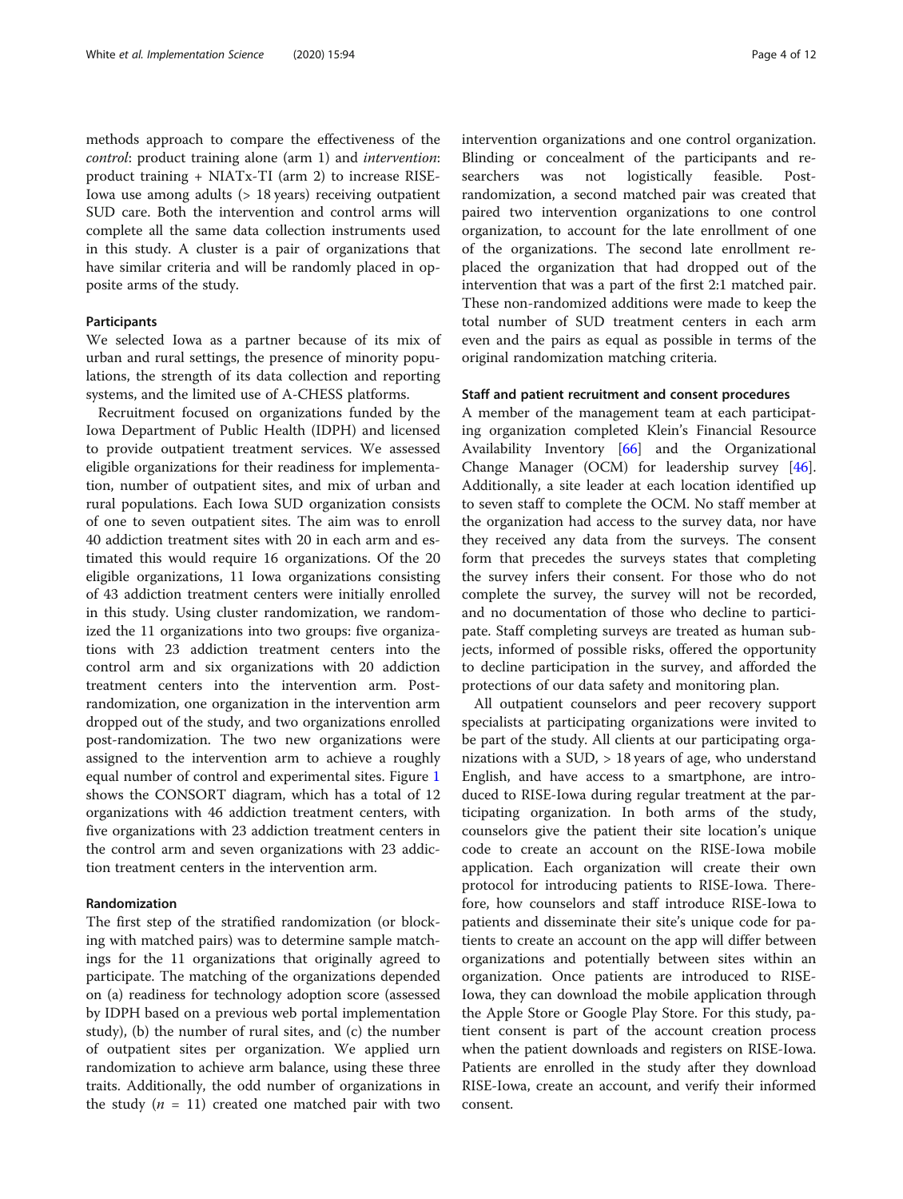methods approach to compare the effectiveness of the *control*: product training alone (arm 1) and *intervention*: product training + NIATx-TI (arm 2) to increase RISE-Iowa use among adults (> 18 years) receiving outpatient SUD care. Both the intervention and control arms will complete all the same data collection instruments used in this study. A cluster is a pair of organizations that have similar criteria and will be randomly placed in opposite arms of the study.

#### Participants

We selected Iowa as a partner because of its mix of urban and rural settings, the presence of minority populations, the strength of its data collection and reporting systems, and the limited use of A-CHESS platforms.

Recruitment focused on organizations funded by the Iowa Department of Public Health (IDPH) and licensed to provide outpatient treatment services. We assessed eligible organizations for their readiness for implementation, number of outpatient sites, and mix of urban and rural populations. Each Iowa SUD organization consists of one to seven outpatient sites. The aim was to enroll 40 addiction treatment sites with 20 in each arm and estimated this would require 16 organizations. Of the 20 eligible organizations, 11 Iowa organizations consisting of 43 addiction treatment centers were initially enrolled in this study. Using cluster randomization, we randomized the 11 organizations into two groups: five organizations with 23 addiction treatment centers into the control arm and six organizations with 20 addiction treatment centers into the intervention arm. Post-randomization, one organization in the intervention arm dropped out of the study, and two organizations enrolled post-randomization. The two new organizations were assigned to the intervention arm to achieve a roughly equal number of control and experimental sites. Figure 1 shows the CONSORT diagram, which has a total of 12 organizations with 46 addiction treatment centers, with five organizations with 23 addiction treatment centers in the control arm and seven organizations with 23 addiction treatment centers in the intervention arm.

#### Randomization

The first step of the stratified randomization (or blocking with matched pairs) was to determine sample matchings for the 11 organizations that originally agreed to participate. The matching of the organizations depended on (a) readiness for technology adoption score (assessed by IDPH based on a previous web portal implementation study), (b) the number of rural sites, and (c) the number of outpatient sites per organization. We applied urn randomization to achieve arm balance, using these three traits. Additionally, the odd number of organizations in the study ($n$ = 11) created one matched pair with two intervention organizations and one control organization. Blinding or concealment of the participants and researchers was not logistically feasible. Post-randomization, a second matched pair was created that paired two intervention organizations to one control organization, to account for the late enrollment of one of the organizations. The second late enrollment replaced the organization that had dropped out of the intervention that was a part of the first 2:1 matched pair. These non-randomized additions were made to keep the total number of SUD treatment centers in each arm even and the pairs as equal as possible in terms of the original randomization matching criteria.

#### Staff and patient recruitment and consent procedures

A member of the management team at each participating organization completed Klein's Financial Resource Availability Inventory [66] and the Organizational Change Manager (OCM) for leadership survey [46]. Additionally, a site leader at each location identified up to seven staff to complete the OCM. No staff member at the organization had access to the survey data, nor have they received any data from the surveys. The consent form that precedes the surveys states that completing the survey infers their consent. For those who do not complete the survey, the survey will not be recorded, and no documentation of those who decline to participate. Staff completing surveys are treated as human subjects, informed of possible risks, offered the opportunity to decline participation in the survey, and afforded the protections of our data safety and monitoring plan.

All outpatient counselors and peer recovery support specialists at participating organizations were invited to be part of the study. All clients at our participating organizations with a SUD, > 18 years of age, who understand English, and have access to a smartphone, are introduced to RISE-Iowa during regular treatment at the participating organization. In both arms of the study, counselors give the patient their site location's unique code to create an account on the RISE-Iowa mobile application. Each organization will create their own protocol for introducing patients to RISE-Iowa. Therefore, how counselors and staff introduce RISE-Iowa to patients and disseminate their site's unique code for patients to create an account on the app will differ between organizations and potentially between sites within an organization. Once patients are introduced to RISE-Iowa, they can download the mobile application through the Apple Store or Google Play Store. For this study, patient consent is part of the account creation process when the patient downloads and registers on RISE-Iowa. Patients are enrolled in the study after they download RISE-Iowa, create an account, and verify their informed consent.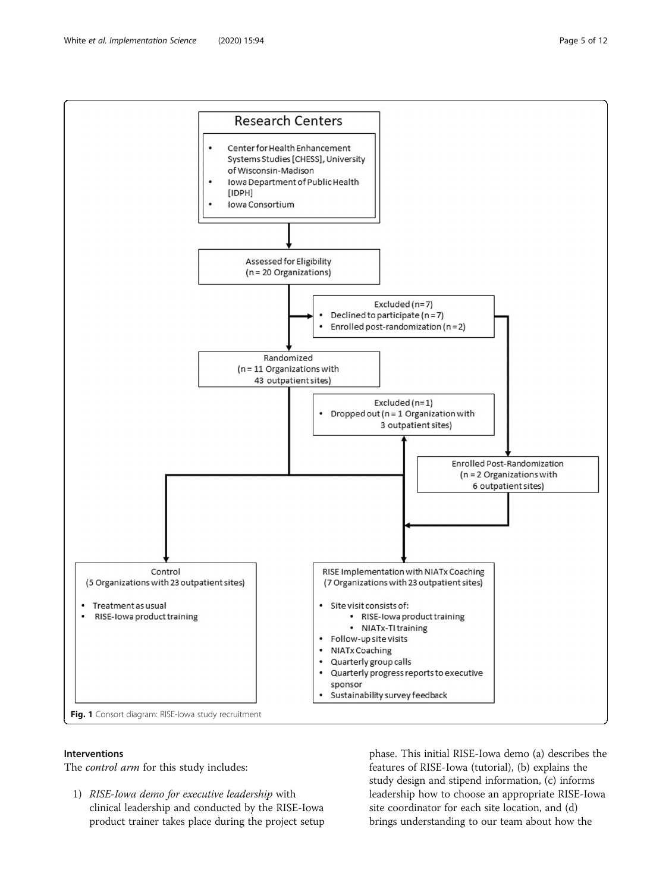**Research Centers**

- Center for Health Enhancement Systems Studies [CHESS], University of Wisconsin-Madison
- Iowa Department of Public Health [IDPH]
- Iowa Consortium

Assessed for Eligibility (n = 20 Organizations)

Excluded (n=7)
- Declined to participate (n = 7)
- Enrolled post-randomization (n = 2)

Randomized (n = 11 Organizations with 43 outpatient sites)

Excluded (n=1)
- Dropped out (n = 1 Organization with 3 outpatient sites)

Enrolled Post-Randomization (n = 2 Organizations with 6 outpatient sites)

Control (5 Organizations with 23 outpatient sites)
- Treatment as usual
- RISE-Iowa product training

RISE Implementation with NIATx Coaching (7 Organizations with 23 outpatient sites)
- Site visit consists of:
  - RISE-Iowa product training
  - NIATx-TI training
- Follow-up site visits
- NIATx Coaching
- Quarterly group calls
- Quarterly progress reports to executive sponsor
- Sustainability survey feedback

**Fig. 1** Consort diagram: RISE-Iowa study recruitment

### Interventions

The *control arm* for this study includes:

1) *RISE-Iowa demo for executive leadership* with clinical leadership and conducted by the RISE-Iowa product trainer takes place during the project setup phase. This initial RISE-Iowa demo (a) describes the features of RISE-Iowa (tutorial), (b) explains the study design and stipend information, (c) informs leadership how to choose an appropriate RISE-Iowa site coordinator for each site location, and (d) brings understanding to our team about how the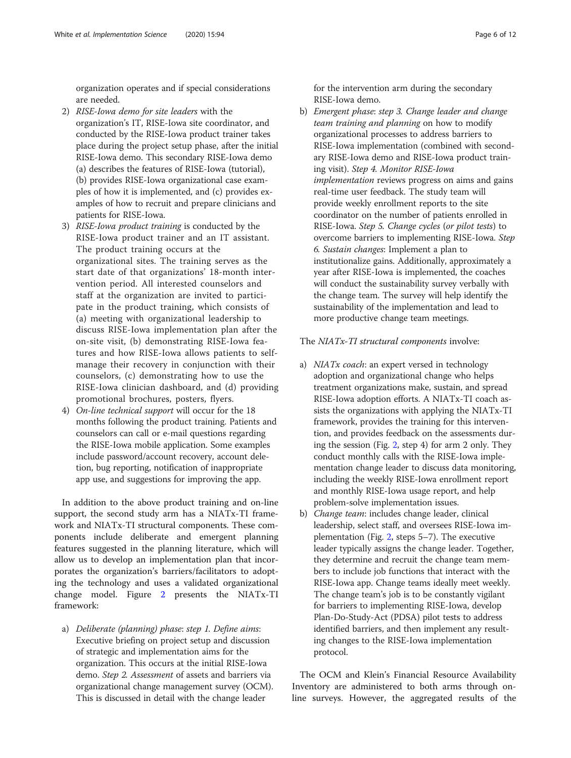organization operates and if special considerations are needed.

2) *RISE-Iowa demo for site leaders* with the organization's IT, RISE-Iowa site coordinator, and conducted by the RISE-Iowa product trainer takes place during the project setup phase, after the initial RISE-Iowa demo. This secondary RISE-Iowa demo (a) describes the features of RISE-Iowa (tutorial), (b) provides RISE-Iowa organizational case examples of how it is implemented, and (c) provides examples of how to recruit and prepare clinicians and patients for RISE-Iowa.
3) *RISE-Iowa product training* is conducted by the RISE-Iowa product trainer and an IT assistant. The product training occurs at the organizational sites. The training serves as the start date of that organizations' 18-month intervention period. All interested counselors and staff at the organization are invited to participate in the product training, which consists of (a) meeting with organizational leadership to discuss RISE-Iowa implementation plan after the on-site visit, (b) demonstrating RISE-Iowa features and how RISE-Iowa allows patients to self-manage their recovery in conjunction with their counselors, (c) demonstrating how to use the RISE-Iowa clinician dashboard, and (d) providing promotional brochures, posters, flyers.
4) *On-line technical support* will occur for the 18 months following the product training. Patients and counselors can call or e-mail questions regarding the RISE-Iowa mobile application. Some examples include password/account recovery, account deletion, bug reporting, notification of inappropriate app use, and suggestions for improving the app.

In addition to the above product training and on-line support, the second study arm has a NIATx-TI framework and NIATx-TI structural components. These components include deliberate and emergent planning features suggested in the planning literature, which will allow us to develop an implementation plan that incorporates the organization's barriers/facilitators to adopting the technology and uses a validated organizational change model. Figure 2 presents the NIATx-TI framework:

a) *Deliberate (planning) phase*: *step 1. Define aims*: Executive briefing on project setup and discussion of strategic and implementation aims for the organization. This occurs at the initial RISE-Iowa demo. *Step 2. Assessment* of assets and barriers via organizational change management survey (OCM). This is discussed in detail with the change leader for the intervention arm during the secondary RISE-Iowa demo.
b) *Emergent phase*: *step 3. Change leader and change team training and planning* on how to modify organizational processes to address barriers to RISE-Iowa implementation (combined with secondary RISE-Iowa demo and RISE-Iowa product training visit). *Step 4. Monitor RISE-Iowa implementation* reviews progress on aims and gains real-time user feedback. The study team will provide weekly enrollment reports to the site coordinator on the number of patients enrolled in RISE-Iowa. *Step 5. Change cycles* (*or pilot tests*) to overcome barriers to implementing RISE-Iowa. *Step 6. Sustain changes*: Implement a plan to institutionalize gains. Additionally, approximately a year after RISE-Iowa is implemented, the coaches will conduct the sustainability survey verbally with the change team. The survey will help identify the sustainability of the implementation and lead to more productive change team meetings.

The *NIATx-TI structural components* involve:

a) *NIATx coach*: an expert versed in technology adoption and organizational change who helps treatment organizations make, sustain, and spread RISE-Iowa adoption efforts. A NIATx-TI coach assists the organizations with applying the NIATx-TI framework, provides the training for this intervention, and provides feedback on the assessments during the session (Fig. 2, step 4) for arm 2 only. They conduct monthly calls with the RISE-Iowa implementation change leader to discuss data monitoring, including the weekly RISE-Iowa enrollment report and monthly RISE-Iowa usage report, and help problem-solve implementation issues.
b) *Change team*: includes change leader, clinical leadership, select staff, and oversees RISE-Iowa implementation (Fig. 2, steps 5–7). The executive leader typically assigns the change leader. Together, they determine and recruit the change team members to include job functions that interact with the RISE-Iowa app. Change teams ideally meet weekly. The change team's job is to be constantly vigilant for barriers to implementing RISE-Iowa, develop Plan-Do-Study-Act (PDSA) pilot tests to address identified barriers, and then implement any resulting changes to the RISE-Iowa implementation protocol.

The OCM and Klein's Financial Resource Availability Inventory are administered to both arms through online surveys. However, the aggregated results of the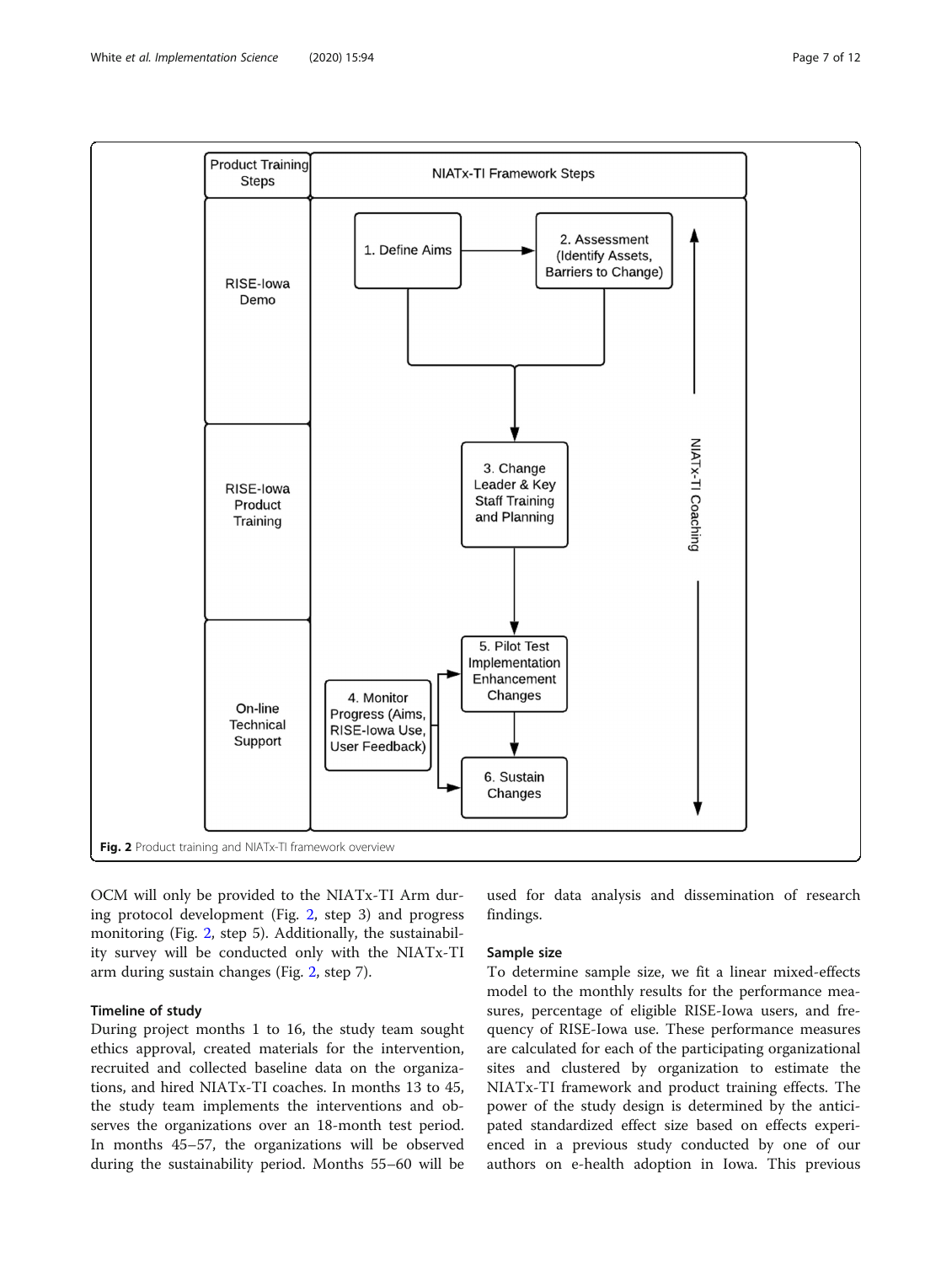**Fig. 2** Product training and NIATx-TI framework overview

OCM will only be provided to the NIATx-TI Arm during protocol development (Fig. 2, step 3) and progress monitoring (Fig. 2, step 5). Additionally, the sustainability survey will be conducted only with the NIATx-TI arm during sustain changes (Fig. 2, step 7).

### Timeline of study

During project months 1 to 16, the study team sought ethics approval, created materials for the intervention, recruited and collected baseline data on the organizations, and hired NIATx-TI coaches. In months 13 to 45, the study team implements the interventions and observes the organizations over an 18-month test period. In months 45–57, the organizations will be observed during the sustainability period. Months 55–60 will be used for data analysis and dissemination of research findings.

### Sample size

To determine sample size, we fit a linear mixed-effects model to the monthly results for the performance measures, percentage of eligible RISE-Iowa users, and frequency of RISE-Iowa use. These performance measures are calculated for each of the participating organizational sites and clustered by organization to estimate the NIATx-TI framework and product training effects. The power of the study design is determined by the anticipated standardized effect size based on effects experienced in a previous study conducted by one of our authors on e-health adoption in Iowa. This previous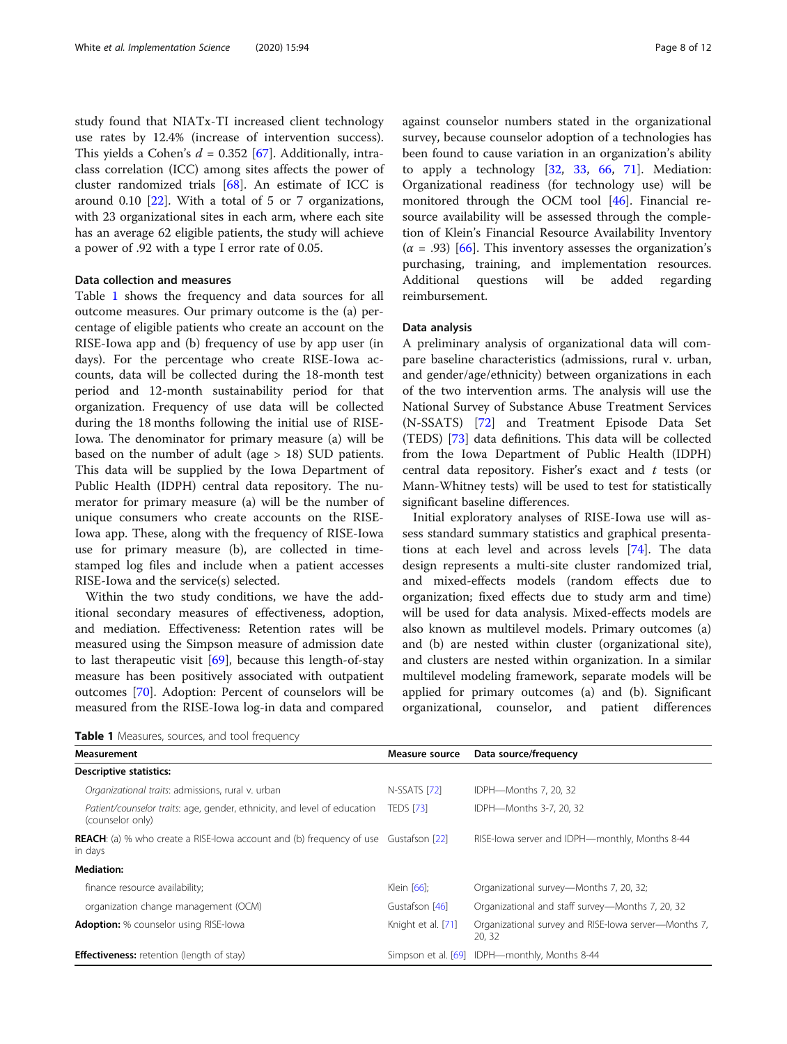study found that NIATx-TI increased client technology use rates by 12.4% (increase of intervention success). This yields a Cohen's $d = 0.352$ [67]. Additionally, intra-class correlation (ICC) among sites affects the power of cluster randomized trials [68]. An estimate of ICC is around 0.10 [22]. With a total of 5 or 7 organizations, with 23 organizational sites in each arm, where each site has an average 62 eligible patients, the study will achieve a power of .92 with a type I error rate of 0.05.

### Data collection and measures

Table 1 shows the frequency and data sources for all outcome measures. Our primary outcome is the (a) percentage of eligible patients who create an account on the RISE-Iowa app and (b) frequency of use by app user (in days). For the percentage who create RISE-Iowa accounts, data will be collected during the 18-month test period and 12-month sustainability period for that organization. Frequency of use data will be collected during the 18 months following the initial use of RISE-Iowa. The denominator for primary measure (a) will be based on the number of adult (age > 18) SUD patients. This data will be supplied by the Iowa Department of Public Health (IDPH) central data repository. The numerator for primary measure (a) will be the number of unique consumers who create accounts on the RISE-Iowa app. These, along with the frequency of RISE-Iowa use for primary measure (b), are collected in time-stamped log files and include when a patient accesses RISE-Iowa and the service(s) selected.

Within the two study conditions, we have the additional secondary measures of effectiveness, adoption, and mediation. Effectiveness: Retention rates will be measured using the Simpson measure of admission date to last therapeutic visit [69], because this length-of-stay measure has been positively associated with outpatient outcomes [70]. Adoption: Percent of counselors will be measured from the RISE-Iowa log-in data and compared against counselor numbers stated in the organizational survey, because counselor adoption of a technologies has been found to cause variation in an organization's ability to apply a technology [32, 33, 66, 71]. Mediation: Organizational readiness (for technology use) will be monitored through the OCM tool [46]. Financial resource availability will be assessed through the completion of Klein's Financial Resource Availability Inventory ($\alpha$ = .93) [66]. This inventory assesses the organization's purchasing, training, and implementation resources. Additional questions will be added regarding reimbursement.

### Data analysis

A preliminary analysis of organizational data will compare baseline characteristics (admissions, rural v. urban, and gender/age/ethnicity) between organizations in each of the two intervention arms. The analysis will use the National Survey of Substance Abuse Treatment Services (N-SSATS) [72] and Treatment Episode Data Set (TEDS) [73] data definitions. This data will be collected from the Iowa Department of Public Health (IDPH) central data repository. Fisher's exact and $t$ tests (or Mann-Whitney tests) will be used to test for statistically significant baseline differences.

Initial exploratory analyses of RISE-Iowa use will assess standard summary statistics and graphical presentations at each level and across levels [74]. The data design represents a multi-site cluster randomized trial, and mixed-effects models (random effects due to organization; fixed effects due to study arm and time) will be used for data analysis. Mixed-effects models are also known as multilevel models. Primary outcomes (a) and (b) are nested within cluster (organizational site), and clusters are nested within organization. In a similar multilevel modeling framework, separate models will be applied for primary outcomes (a) and (b). Significant organizational, counselor, and patient differences

**Table 1** Measures, sources, and tool frequency

| Measurement | Measure source | Data source/frequency |
|---|---|---|
| **Descriptive statistics:** | | |
| *Organizational traits*: admissions, rural v. urban | N-SSATS [72] | IDPH—Months 7, 20, 32 |
| *Patient/counselor traits*: age, gender, ethnicity, and level of education (counselor only) | TEDS [73] | IDPH—Months 3-7, 20, 32 |
| **REACH**: (a) % who create a RISE-Iowa account and (b) frequency of use in days | Gustafson [22] | RISE-Iowa server and IDPH—monthly, Months 8-44 |
| **Mediation:** | | |
| finance resource availability; | Klein [66]; | Organizational survey—Months 7, 20, 32; |
| organization change management (OCM) | Gustafson [46] | Organizational and staff survey—Months 7, 20, 32 |
| **Adoption:** % counselor using RISE-Iowa | Knight et al. [71] | Organizational survey and RISE-Iowa server—Months 7, 20, 32 |
| **Effectiveness:** retention (length of stay) | Simpson et al. [69] | IDPH—monthly, Months 8-44 |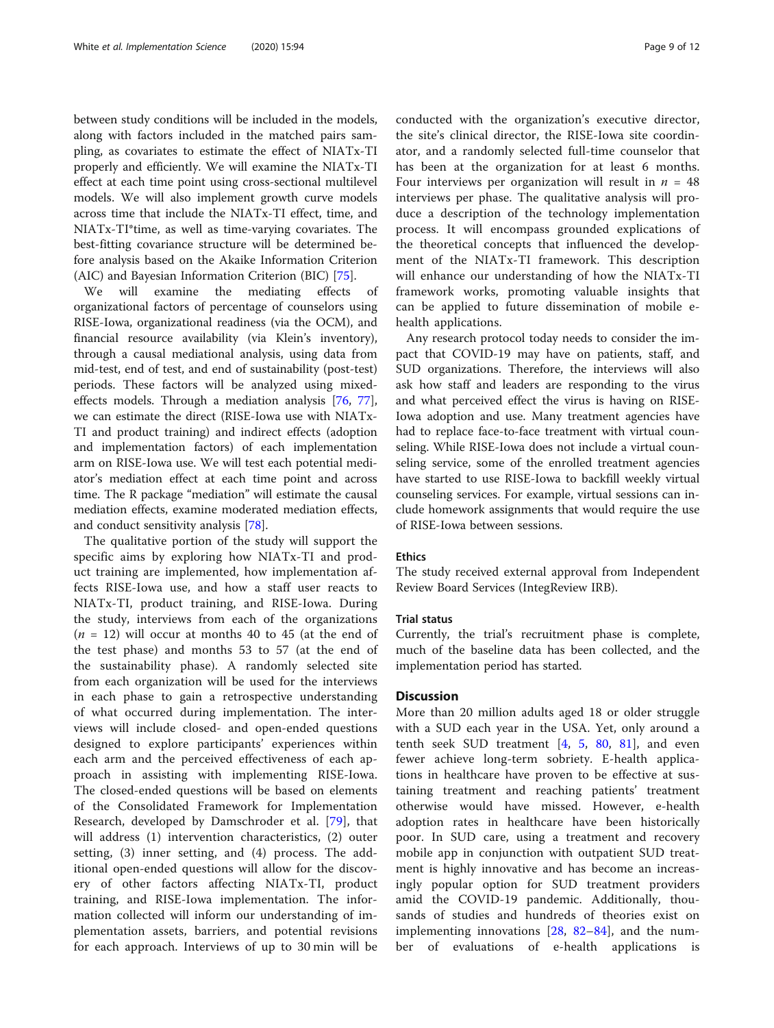between study conditions will be included in the models, along with factors included in the matched pairs sampling, as covariates to estimate the effect of NIATx-TI properly and efficiently. We will examine the NIATx-TI effect at each time point using cross-sectional multilevel models. We will also implement growth curve models across time that include the NIATx-TI effect, time, and NIATx-TI*time, as well as time-varying covariates. The best-fitting covariance structure will be determined before analysis based on the Akaike Information Criterion (AIC) and Bayesian Information Criterion (BIC) [75].

We will examine the mediating effects of organizational factors of percentage of counselors using RISE-Iowa, organizational readiness (via the OCM), and financial resource availability (via Klein's inventory), through a causal mediational analysis, using data from mid-test, end of test, and end of sustainability (post-test) periods. These factors will be analyzed using mixed-effects models. Through a mediation analysis [76, 77], we can estimate the direct (RISE-Iowa use with NIATx-TI and product training) and indirect effects (adoption and implementation factors) of each implementation arm on RISE-Iowa use. We will test each potential mediator's mediation effect at each time point and across time. The R package "mediation" will estimate the causal mediation effects, examine moderated mediation effects, and conduct sensitivity analysis [78].

The qualitative portion of the study will support the specific aims by exploring how NIATx-TI and product training are implemented, how implementation affects RISE-Iowa use, and how a staff user reacts to NIATx-TI, product training, and RISE-Iowa. During the study, interviews from each of the organizations ($n$ = 12) will occur at months 40 to 45 (at the end of the test phase) and months 53 to 57 (at the end of the sustainability phase). A randomly selected site from each organization will be used for the interviews in each phase to gain a retrospective understanding of what occurred during implementation. The interviews will include closed- and open-ended questions designed to explore participants' experiences within each arm and the perceived effectiveness of each approach in assisting with implementing RISE-Iowa. The closed-ended questions will be based on elements of the Consolidated Framework for Implementation Research, developed by Damschroder et al. [79], that will address (1) intervention characteristics, (2) outer setting, (3) inner setting, and (4) process. The additional open-ended questions will allow for the discovery of other factors affecting NIATx-TI, product training, and RISE-Iowa implementation. The information collected will inform our understanding of implementation assets, barriers, and potential revisions for each approach. Interviews of up to 30 min will be conducted with the organization's executive director, the site's clinical director, the RISE-Iowa site coordinator, and a randomly selected full-time counselor that has been at the organization for at least 6 months. Four interviews per organization will result in $n$ = 48 interviews per phase. The qualitative analysis will produce a description of the technology implementation process. It will encompass grounded explications of the theoretical concepts that influenced the development of the NIATx-TI framework. This description will enhance our understanding of how the NIATx-TI framework works, promoting valuable insights that can be applied to future dissemination of mobile e-health applications.

Any research protocol today needs to consider the impact that COVID-19 may have on patients, staff, and SUD organizations. Therefore, the interviews will also ask how staff and leaders are responding to the virus and what perceived effect the virus is having on RISE-Iowa adoption and use. Many treatment agencies have had to replace face-to-face treatment with virtual counseling. While RISE-Iowa does not include a virtual counseling service, some of the enrolled treatment agencies have started to use RISE-Iowa to backfill weekly virtual counseling services. For example, virtual sessions can include homework assignments that would require the use of RISE-Iowa between sessions.

### Ethics

The study received external approval from Independent Review Board Services (IntegReview IRB).

### Trial status

Currently, the trial's recruitment phase is complete, much of the baseline data has been collected, and the implementation period has started.

## Discussion

More than 20 million adults aged 18 or older struggle with a SUD each year in the USA. Yet, only around a tenth seek SUD treatment [4, 5, 80, 81], and even fewer achieve long-term sobriety. E-health applications in healthcare have proven to be effective at sustaining treatment and reaching patients' treatment otherwise would have missed. However, e-health adoption rates in healthcare have been historically poor. In SUD care, using a treatment and recovery mobile app in conjunction with outpatient SUD treatment is highly innovative and has become an increasingly popular option for SUD treatment providers amid the COVID-19 pandemic. Additionally, thousands of studies and hundreds of theories exist on implementing innovations [28, 82–84], and the number of evaluations of e-health applications is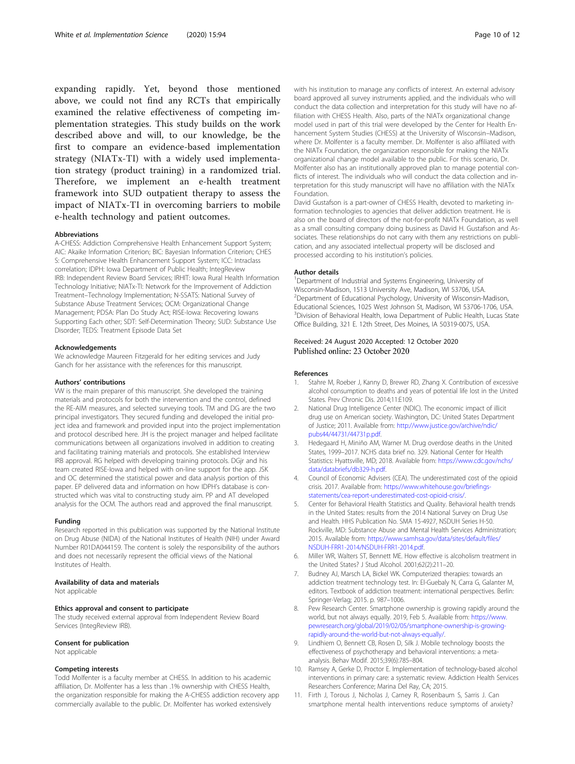expanding rapidly. Yet, beyond those mentioned above, we could not find any RCTs that empirically examined the relative effectiveness of competing implementation strategies. This study builds on the work described above and will, to our knowledge, be the first to compare an evidence-based implementation strategy (NIATx-TI) with a widely used implementation strategy (product training) in a randomized trial. Therefore, we implement an e-health treatment framework into SUD outpatient therapy to assess the impact of NIATx-TI in overcoming barriers to mobile e-health technology and patient outcomes.

### Abbreviations

A-CHESS: Addiction Comprehensive Health Enhancement Support System; AIC: Akaike Information Criterion; BIC: Bayesian Information Criterion; CHESS: Comprehensive Health Enhancement Support System; ICC: Intraclass correlation; IDPH: Iowa Department of Public Health; IntegReview IRB: Independent Review Board Services; IRHIT: Iowa Rural Health Information Technology Initiative; NIATx-TI: Network for the Improvement of Addiction Treatment–Technology Implementation; N-SSATS: National Survey of Substance Abuse Treatment Services; OCM: Organizational Change Management; PDSA: Plan Do Study Act; RISE-Iowa: Recovering Iowans Supporting Each other; SDT: Self-Determination Theory; SUD: Substance Use Disorder; TEDS: Treatment Episode Data Set

### Acknowledgements

We acknowledge Maureen Fitzgerald for her editing services and Judy Ganch for her assistance with the references for this manuscript.

### Authors' contributions

VW is the main preparer of this manuscript. She developed the training materials and protocols for both the intervention and the control, defined the RE-AIM measures, and selected surveying tools. TM and DG are the two principal investigators. They secured funding and developed the initial project idea and framework and provided input into the project implementation and protocol described here. JH is the project manager and helped facilitate communications between all organizations involved in addition to creating and facilitating training materials and protocols. She established Interview IRB approval. RG helped with developing training protocols. DGjr and his team created RISE-Iowa and helped with on-line support for the app. JSK and OC determined the statistical power and data analysis portion of this paper. EP delivered data and information on how IDPH's database is constructed which was vital to constructing study aim. PP and AT developed analysis for the OCM. The authors read and approved the final manuscript.

### Funding

Research reported in this publication was supported by the National Institute on Drug Abuse (NIDA) of the National Institutes of Health (NIH) under Award Number R01DA044159. The content is solely the responsibility of the authors and does not necessarily represent the official views of the National Institutes of Health.

### Availability of data and materials

Not applicable

### Ethics approval and consent to participate

The study received external approval from Independent Review Board Services (IntegReview IRB).

### Consent for publication

Not applicable

### Competing interests

Todd Molfenter is a faculty member at CHESS. In addition to his academic affiliation, Dr. Molfenter has a less than .1% ownership with CHESS Health, the organization responsible for making the A-CHESS addiction recovery app commercially available to the public. Dr. Molfenter has worked extensively with his institution to manage any conflicts of interest. An external advisory board approved all survey instruments applied, and the individuals who will conduct the data collection and interpretation for this study will have no affiliation with CHESS Health. Also, parts of the NIATx organizational change model used in part of this trial were developed by the Center for Health Enhancement System Studies (CHESS) at the University of Wisconsin–Madison, where Dr. Molfenter is a faculty member. Dr. Molfenter is also affiliated with the NIATx Foundation, the organization responsible for making the NIATx organizational change model available to the public. For this scenario, Dr. Molfenter also has an institutionally approved plan to manage potential conflicts of interest. The individuals who will conduct the data collection and interpretation for this study manuscript will have no affiliation with the NIATx Foundation.

David Gustafson is a part-owner of CHESS Health, devoted to marketing information technologies to agencies that deliver addiction treatment. He is also on the board of directors of the not-for-profit NIATx Foundation, as well as a small consulting company doing business as David H. Gustafson and Associates. These relationships do not carry with them any restrictions on publication, and any associated intellectual property will be disclosed and processed according to his institution's policies.

### Author details

[1]Department of Industrial and Systems Engineering, University of Wisconsin-Madison, 1513 University Ave, Madison, WI 53706, USA. [2]Department of Educational Psychology, University of Wisconsin-Madison, Educational Sciences, 1025 West Johnson St, Madison, WI 53706-1706, USA. [3]Division of Behavioral Health, Iowa Department of Public Health, Lucas State Office Building, 321 E. 12th Street, Des Moines, IA 50319-0075, USA.

Received: 24 August 2020 Accepted: 12 October 2020
Published online: 23 October 2020

### References

1. Stahre M, Roeber J, Kanny D, Brewer RD, Zhang X. Contribution of excessive alcohol consumption to deaths and years of potential life lost in the United States. Prev Chronic Dis. 2014;11:E109.
2. National Drug Intelligence Center (NDIC). The economic impact of illicit drug use on American society. Washington, DC: United States Department of Justice; 2011. Available from: http://www.justice.gov/archive/ndic/pubs44/44731/44731p.pdf.
3. Hedegaard H, Miniño AM, Warner M. Drug overdose deaths in the United States, 1999–2017. NCHS data brief no. 329. National Center for Health Statistics: Hyattsville, MD; 2018. Available from: https://www.cdc.gov/nchs/data/databriefs/db329-h.pdf.
4. Council of Economic Advisers (CEA). The underestimated cost of the opioid crisis. 2017. Available from: https://www.whitehouse.gov/briefings-statements/cea-report-underestimated-cost-opioid-crisis/.
5. Center for Behavioral Health Statistics and Quality. Behavioral health trends in the United States: results from the 2014 National Survey on Drug Use and Health. HHS Publication No. SMA 15-4927, NSDUH Series H-50. Rockville, MD: Substance Abuse and Mental Health Services Administration; 2015. Available from: https://www.samhsa.gov/data/sites/default/files/NSDUH-FRR1-2014/NSDUH-FRR1-2014.pdf.
6. Miller WR, Walters ST, Bennett ME. How effective is alcoholism treatment in the United States? J Stud Alcohol. 2001;62(2):211–20.
7. Budney AJ, Marsch LA, Bickel WK. Computerized therapies: towards an addiction treatment technology test. In: El-Guebaly N, Carra G, Galanter M, editors. Textbook of addiction treatment: international perspectives. Berlin: Springer-Verlag; 2015. p. 987–1006.
8. Pew Research Center. Smartphone ownership is growing rapidly around the world, but not always equally. 2019, Feb 5. Available from: https://www.pewresearch.org/global/2019/02/05/smartphone-ownership-is-growing-rapidly-around-the-world-but-not-always-equally/.
9. Lindhiem O, Bennett CB, Rosen D, Silk J. Mobile technology boosts the effectiveness of psychotherapy and behavioral interventions: a meta-analysis. Behav Modif. 2015;39(6):785–804.
10. Ramsey A, Gerke D, Proctor E. Implementation of technology-based alcohol interventions in primary care: a systematic review. Addiction Health Services Researchers Conference; Marina Del Ray, CA; 2015.
11. Firth J, Torous J, Nicholas J, Carney R, Rosenbaum S, Sarris J. Can smartphone mental health interventions reduce symptoms of anxiety?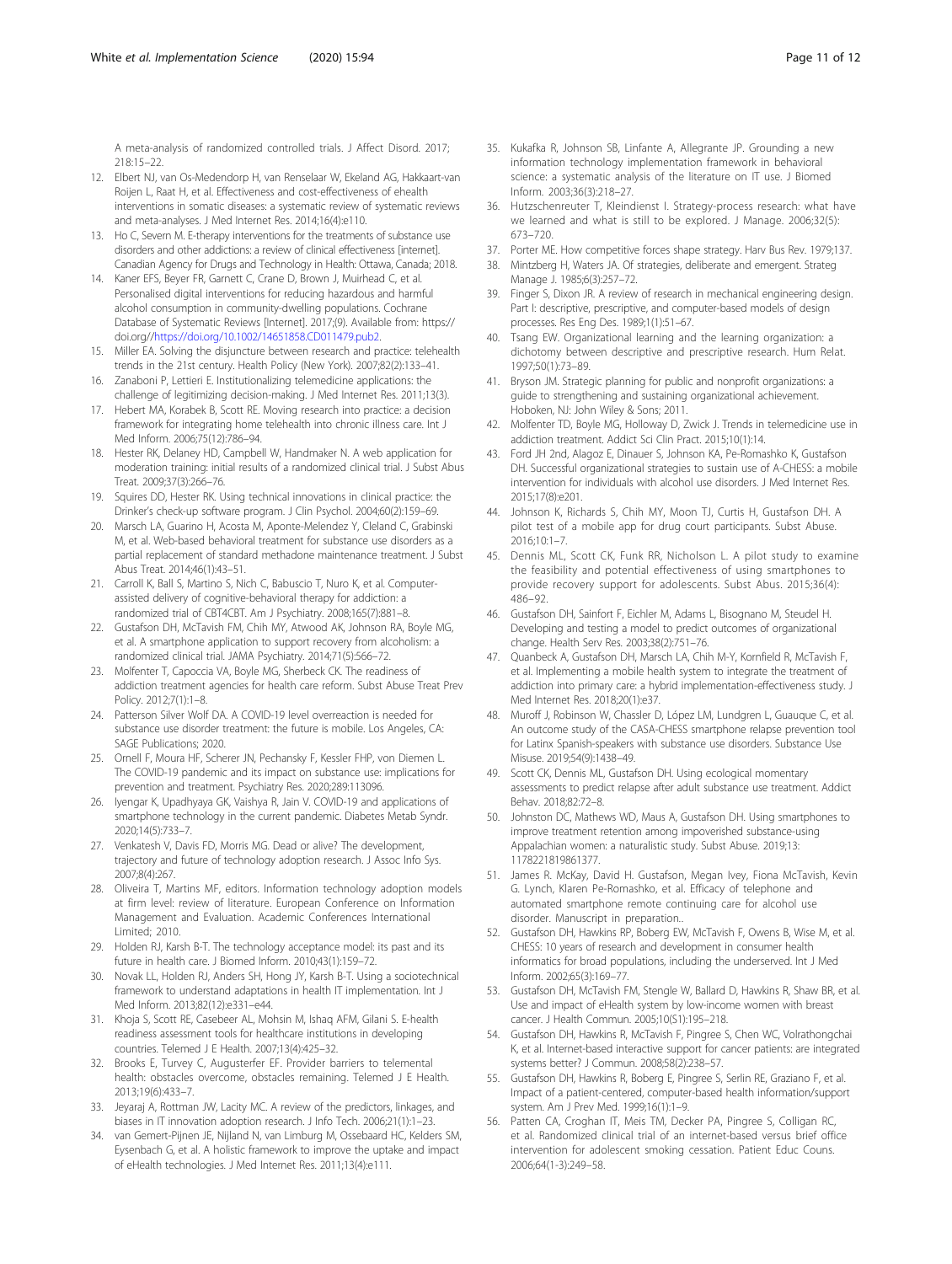A meta-analysis of randomized controlled trials. J Affect Disord. 2017; 218:15–22.

12. Elbert NJ, van Os-Medendorp H, van Renselaar W, Ekeland AG, Hakkaart-van Roijen L, Raat H, et al. Effectiveness and cost-effectiveness of ehealth interventions in somatic diseases: a systematic review of systematic reviews and meta-analyses. J Med Internet Res. 2014;16(4):e110.
13. Ho C, Severn M. E-therapy interventions for the treatments of substance use disorders and other addictions: a review of clinical effectiveness [internet]. Canadian Agency for Drugs and Technology in Health: Ottawa, Canada; 2018.
14. Kaner EFS, Beyer FR, Garnett C, Crane D, Brown J, Muirhead C, et al. Personalised digital interventions for reducing hazardous and harmful alcohol consumption in community-dwelling populations. Cochrane Database of Systematic Reviews [Internet]. 2017;(9). Available from: https://doi.org//https://doi.org/10.1002/14651858.CD011479.pub2.
15. Miller EA. Solving the disjuncture between research and practice: telehealth trends in the 21st century. Health Policy (New York). 2007;82(2):133–41.
16. Zanaboni P, Lettieri E. Institutionalizing telemedicine applications: the challenge of legitimizing decision-making. J Med Internet Res. 2011;13(3).
17. Hebert MA, Korabek B, Scott RE. Moving research into practice: a decision framework for integrating home telehealth into chronic illness care. Int J Med Inform. 2006;75(12):786–94.
18. Hester RK, Delaney HD, Campbell W, Handmaker N. A web application for moderation training: initial results of a randomized clinical trial. J Subst Abus Treat. 2009;37(3):266–76.
19. Squires DD, Hester RK. Using technical innovations in clinical practice: the Drinker's check-up software program. J Clin Psychol. 2004;60(2):159–69.
20. Marsch LA, Guarino H, Acosta M, Aponte-Melendez Y, Cleland C, Grabinski M, et al. Web-based behavioral treatment for substance use disorders as a partial replacement of standard methadone maintenance treatment. J Subst Abus Treat. 2014;46(1):43–51.
21. Carroll K, Ball S, Martino S, Nich C, Babuscio T, Nuro K, et al. Computer-assisted delivery of cognitive-behavioral therapy for addiction: a randomized trial of CBT4CBT. Am J Psychiatry. 2008;165(7):881–8.
22. Gustafson DH, McTavish FM, Chih MY, Atwood AK, Johnson RA, Boyle MG, et al. A smartphone application to support recovery from alcoholism: a randomized clinical trial. JAMA Psychiatry. 2014;71(5):566–72.
23. Molfenter T, Capoccia VA, Boyle MG, Sherbeck CK. The readiness of addiction treatment agencies for health care reform. Subst Abuse Treat Prev Policy. 2012;7(1):1–8.
24. Patterson Silver Wolf DA. A COVID-19 level overreaction is needed for substance use disorder treatment: the future is mobile. Los Angeles, CA: SAGE Publications; 2020.
25. Ornell F, Moura HF, Scherer JN, Pechansky F, Kessler FHP, von Diemen L. The COVID-19 pandemic and its impact on substance use: implications for prevention and treatment. Psychiatry Res. 2020;289:113096.
26. Iyengar K, Upadhyaya GK, Vaishya R, Jain V. COVID-19 and applications of smartphone technology in the current pandemic. Diabetes Metab Syndr. 2020;14(5):733–7.
27. Venkatesh V, Davis FD, Morris MG. Dead or alive? The development, trajectory and future of technology adoption research. J Assoc Info Sys. 2007;8(4):267.
28. Oliveira T, Martins MF, editors. Information technology adoption models at firm level: review of literature. European Conference on Information Management and Evaluation. Academic Conferences International Limited; 2010.
29. Holden RJ, Karsh B-T. The technology acceptance model: its past and its future in health care. J Biomed Inform. 2010;43(1):159–72.
30. Novak LL, Holden RJ, Anders SH, Hong JY, Karsh B-T. Using a sociotechnical framework to understand adaptations in health IT implementation. Int J Med Inform. 2013;82(12):e331–e44.
31. Khoja S, Scott RE, Casebeer AL, Mohsin M, Ishaq AFM, Gilani S. E-health readiness assessment tools for healthcare institutions in developing countries. Telemed J E Health. 2007;13(4):425–32.
32. Brooks E, Turvey C, Augusterfer EF. Provider barriers to telemental health: obstacles overcome, obstacles remaining. Telemed J E Health. 2013;19(6):433–7.
33. Jeyaraj A, Rottman JW, Lacity MC. A review of the predictors, linkages, and biases in IT innovation adoption research. J Info Tech. 2006;21(1):1–23.
34. van Gemert-Pijnen JE, Nijland N, van Limburg M, Ossebaard HC, Kelders SM, Eysenbach G, et al. A holistic framework to improve the uptake and impact of eHealth technologies. J Med Internet Res. 2011;13(4):e111.
35. Kukafka R, Johnson SB, Linfante A, Allegrante JP. Grounding a new information technology implementation framework in behavioral science: a systematic analysis of the literature on IT use. J Biomed Inform. 2003;36(3):218–27.
36. Hutzschenreuter T, Kleindienst I. Strategy-process research: what have we learned and what is still to be explored. J Manage. 2006;32(5): 673–720.
37. Porter ME. How competitive forces shape strategy. Harv Bus Rev. 1979;137.
38. Mintzberg H, Waters JA. Of strategies, deliberate and emergent. Strateg Manage J. 1985;6(3):257–72.
39. Finger S, Dixon JR. A review of research in mechanical engineering design. Part I: descriptive, prescriptive, and computer-based models of design processes. Res Eng Des. 1989;1(1):51–67.
40. Tsang EW. Organizational learning and the learning organization: a dichotomy between descriptive and prescriptive research. Hum Relat. 1997;50(1):73–89.
41. Bryson JM. Strategic planning for public and nonprofit organizations: a guide to strengthening and sustaining organizational achievement. Hoboken, NJ: John Wiley & Sons; 2011.
42. Molfenter TD, Boyle MG, Holloway D, Zwick J. Trends in telemedicine use in addiction treatment. Addict Sci Clin Pract. 2015;10(1):14.
43. Ford JH 2nd, Alagoz E, Dinauer S, Johnson KA, Pe-Romashko K, Gustafson DH. Successful organizational strategies to sustain use of A-CHESS: a mobile intervention for individuals with alcohol use disorders. J Med Internet Res. 2015;17(8):e201.
44. Johnson K, Richards S, Chih MY, Moon TJ, Curtis H, Gustafson DH. A pilot test of a mobile app for drug court participants. Subst Abuse. 2016;10:1–7.
45. Dennis ML, Scott CK, Funk RR, Nicholson L. A pilot study to examine the feasibility and potential effectiveness of using smartphones to provide recovery support for adolescents. Subst Abus. 2015;36(4): 486–92.
46. Gustafson DH, Sainfort F, Eichler M, Adams L, Bisognano M, Steudel H. Developing and testing a model to predict outcomes of organizational change. Health Serv Res. 2003;38(2):751–76.
47. Quanbeck A, Gustafson DH, Marsch LA, Chih M-Y, Kornfield R, McTavish F, et al. Implementing a mobile health system to integrate the treatment of addiction into primary care: a hybrid implementation-effectiveness study. J Med Internet Res. 2018;20(1):e37.
48. Muroff J, Robinson W, Chassler D, López LM, Lundgren L, Guauque C, et al. An outcome study of the CASA-CHESS smartphone relapse prevention tool for Latinx Spanish-speakers with substance use disorders. Substance Use Misuse. 2019;54(9):1438–49.
49. Scott CK, Dennis ML, Gustafson DH. Using ecological momentary assessments to predict relapse after adult substance use treatment. Addict Behav. 2018;82:72–8.
50. Johnston DC, Mathews WD, Maus A, Gustafson DH. Using smartphones to improve treatment retention among impoverished substance-using Appalachian women: a naturalistic study. Subst Abuse. 2019;13: 1178221819861377.
51. James R. McKay, David H. Gustafson, Megan Ivey, Fiona McTavish, Kevin G. Lynch, Klaren Pe-Romashko, et al. Efficacy of telephone and automated smartphone remote continuing care for alcohol use disorder. Manuscript in preparation..
52. Gustafson DH, Hawkins RP, Boberg EW, McTavish F, Owens B, Wise M, et al. CHESS: 10 years of research and development in consumer health informatics for broad populations, including the underserved. Int J Med Inform. 2002;65(3):169–77.
53. Gustafson DH, McTavish FM, Stengle W, Ballard D, Hawkins R, Shaw BR, et al. Use and impact of eHealth system by low-income women with breast cancer. J Health Commun. 2005;10(S1):195–218.
54. Gustafson DH, Hawkins R, McTavish F, Pingree S, Chen WC, Volrathongchai K, et al. Internet-based interactive support for cancer patients: are integrated systems better? J Commun. 2008;58(2):238–57.
55. Gustafson DH, Hawkins R, Boberg E, Pingree S, Serlin RE, Graziano F, et al. Impact of a patient-centered, computer-based health information/support system. Am J Prev Med. 1999;16(1):1–9.
56. Patten CA, Croghan IT, Meis TM, Decker PA, Pingree S, Colligan RC, et al. Randomized clinical trial of an internet-based versus brief office intervention for adolescent smoking cessation. Patient Educ Couns. 2006;64(1-3):249–58.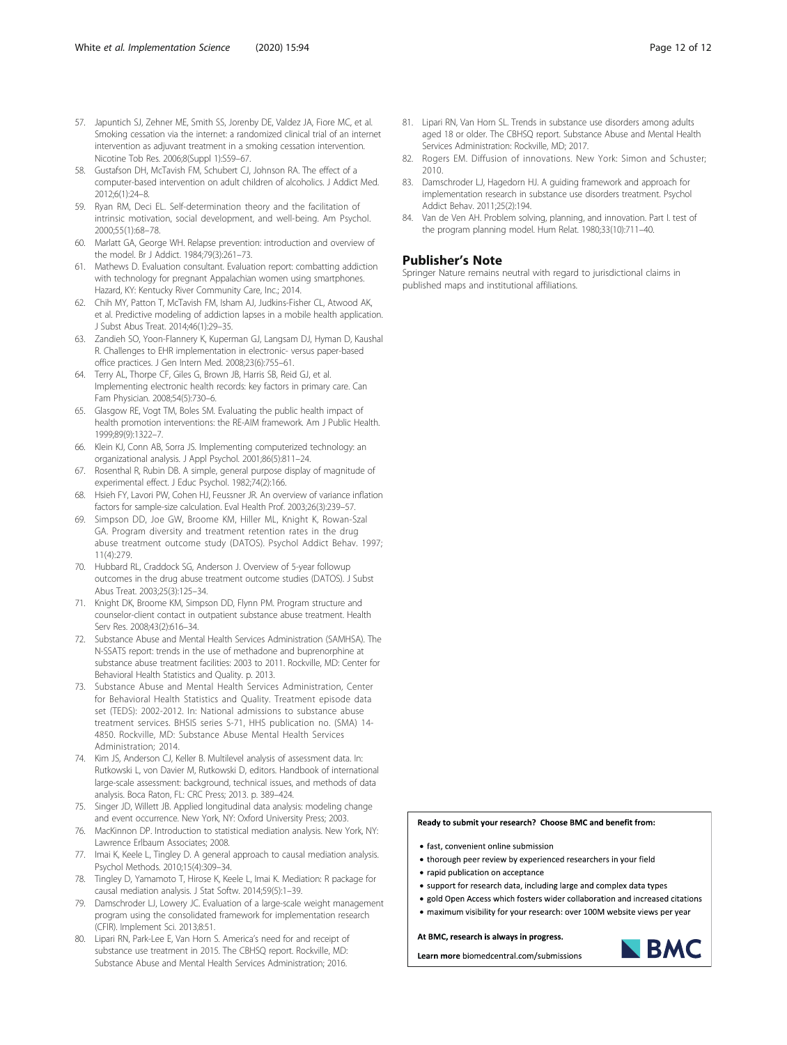57. Japuntich SJ, Zehner ME, Smith SS, Jorenby DE, Valdez JA, Fiore MC, et al. Smoking cessation via the internet: a randomized clinical trial of an internet intervention as adjuvant treatment in a smoking cessation intervention. Nicotine Tob Res. 2006;8(Suppl 1):S59–67.
58. Gustafson DH, McTavish FM, Schubert CJ, Johnson RA. The effect of a computer-based intervention on adult children of alcoholics. J Addict Med. 2012;6(1):24–8.
59. Ryan RM, Deci EL. Self-determination theory and the facilitation of intrinsic motivation, social development, and well-being. Am Psychol. 2000;55(1):68–78.
60. Marlatt GA, George WH. Relapse prevention: introduction and overview of the model. Br J Addict. 1984;79(3):261–73.
61. Mathews D. Evaluation consultant. Evaluation report: combatting addiction with technology for pregnant Appalachian women using smartphones. Hazard, KY: Kentucky River Community Care, Inc.; 2014.
62. Chih MY, Patton T, McTavish FM, Isham AJ, Judkins-Fisher CL, Atwood AK, et al. Predictive modeling of addiction lapses in a mobile health application. J Subst Abus Treat. 2014;46(1):29–35.
63. Zandieh SO, Yoon-Flannery K, Kuperman GJ, Langsam DJ, Hyman D, Kaushal R. Challenges to EHR implementation in electronic- versus paper-based office practices. J Gen Intern Med. 2008;23(6):755–61.
64. Terry AL, Thorpe CF, Giles G, Brown JB, Harris SB, Reid GJ, et al. Implementing electronic health records: key factors in primary care. Can Fam Physician. 2008;54(5):730–6.
65. Glasgow RE, Vogt TM, Boles SM. Evaluating the public health impact of health promotion interventions: the RE-AIM framework. Am J Public Health. 1999;89(9):1322–7.
66. Klein KJ, Conn AB, Sorra JS. Implementing computerized technology: an organizational analysis. J Appl Psychol. 2001;86(5):811–24.
67. Rosenthal R, Rubin DB. A simple, general purpose display of magnitude of experimental effect. J Educ Psychol. 1982;74(2):166.
68. Hsieh FY, Lavori PW, Cohen HJ, Feussner JR. An overview of variance inflation factors for sample-size calculation. Eval Health Prof. 2003;26(3):239–57.
69. Simpson DD, Joe GW, Broome KM, Hiller ML, Knight K, Rowan-Szal GA. Program diversity and treatment retention rates in the drug abuse treatment outcome study (DATOS). Psychol Addict Behav. 1997; 11(4):279.
70. Hubbard RL, Craddock SG, Anderson J. Overview of 5-year followup outcomes in the drug abuse treatment outcome studies (DATOS). J Subst Abus Treat. 2003;25(3):125–34.
71. Knight DK, Broome KM, Simpson DD, Flynn PM. Program structure and counselor-client contact in outpatient substance abuse treatment. Health Serv Res. 2008;43(2):616–34.
72. Substance Abuse and Mental Health Services Administration (SAMHSA). The N-SSATS report: trends in the use of methadone and buprenorphine at substance abuse treatment facilities: 2003 to 2011. Rockville, MD: Center for Behavioral Health Statistics and Quality. p. 2013.
73. Substance Abuse and Mental Health Services Administration, Center for Behavioral Health Statistics and Quality. Treatment episode data set (TEDS): 2002-2012. In: National admissions to substance abuse treatment services. BHSIS series S-71, HHS publication no. (SMA) 14-4850. Rockville, MD: Substance Abuse Mental Health Services Administration; 2014.
74. Kim JS, Anderson CJ, Keller B. Multilevel analysis of assessment data. In: Rutkowski L, von Davier M, Rutkowski D, editors. Handbook of international large-scale assessment: background, technical issues, and methods of data analysis. Boca Raton, FL: CRC Press; 2013. p. 389–424.
75. Singer JD, Willett JB. Applied longitudinal data analysis: modeling change and event occurrence. New York, NY: Oxford University Press; 2003.
76. MacKinnon DP. Introduction to statistical mediation analysis. New York, NY: Lawrence Erlbaum Associates; 2008.
77. Imai K, Keele L, Tingley D. A general approach to causal mediation analysis. Psychol Methods. 2010;15(4):309–34.
78. Tingley D, Yamamoto T, Hirose K, Keele L, Imai K. Mediation: R package for causal mediation analysis. J Stat Softw. 2014;59(5):1–39.
79. Damschroder LJ, Lowery JC. Evaluation of a large-scale weight management program using the consolidated framework for implementation research (CFIR). Implement Sci. 2013;8:51.
80. Lipari RN, Park-Lee E, Van Horn S. America's need for and receipt of substance use treatment in 2015. The CBHSQ report. Rockville, MD: Substance Abuse and Mental Health Services Administration; 2016.
81. Lipari RN, Van Horn SL. Trends in substance use disorders among adults aged 18 or older. The CBHSQ report. Substance Abuse and Mental Health Services Administration: Rockville, MD; 2017.
82. Rogers EM. Diffusion of innovations. New York: Simon and Schuster; 2010.
83. Damschroder LJ, Hagedorn HJ. A guiding framework and approach for implementation research in substance use disorders treatment. Psychol Addict Behav. 2011;25(2):194.
84. Van de Ven AH. Problem solving, planning, and innovation. Part I. test of the program planning model. Hum Relat. 1980;33(10):711–40.

## Publisher's Note

Springer Nature remains neutral with regard to jurisdictional claims in published maps and institutional affiliations.

**Ready to submit your research? Choose BMC and benefit from:**

- fast, convenient online submission
- thorough peer review by experienced researchers in your field
- rapid publication on acceptance
- support for research data, including large and complex data types
- gold Open Access which fosters wider collaboration and increased citations
- maximum visibility for your research: over 100M website views per year

**At BMC, research is always in progress.**

**Learn more** biomedcentral.com/submissions

BMC